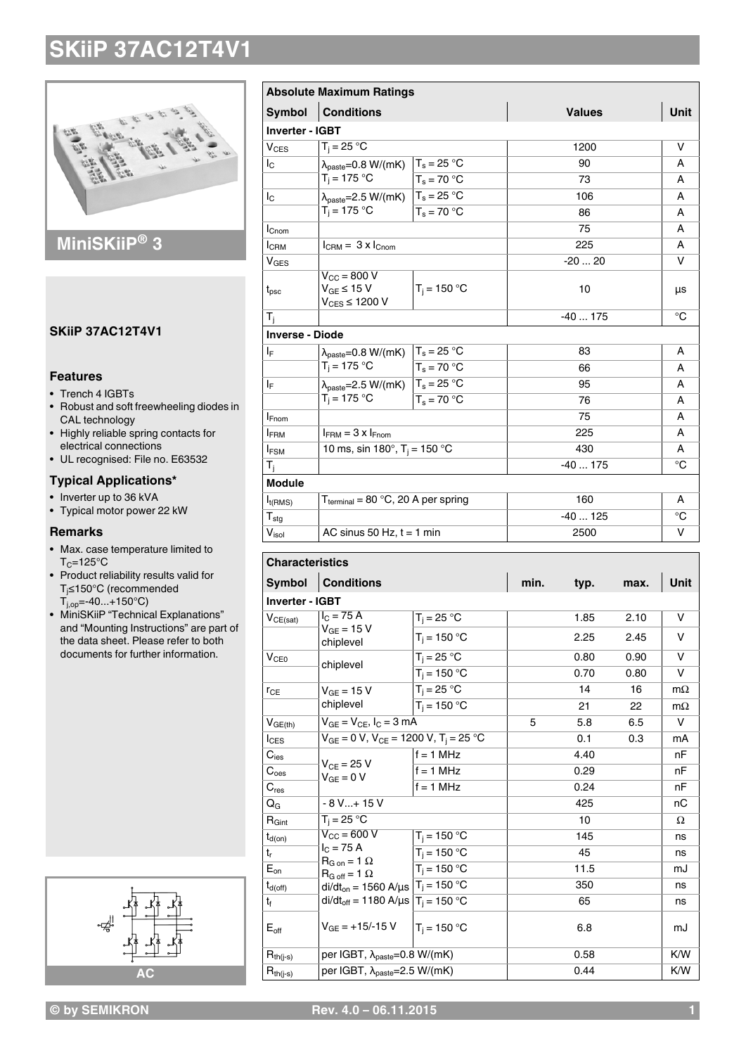# SKiiP 37AC12T4V1

## MiniSKiiP® 3

### SKiiP 37AC12T4V1

### Features

- Trench 4 IGBTs
- Robust and soft freewheeling diodes in CAL technology
- Highly reliable spring contacts for electrical connections
- UL recognised: File no. E63532

### Typical Applications*

- Inverter up to 36 kVA
- Typical motor power 22 kW

### Remarks

- Max. case temperature limited to $T_C$=125°C
- Product reliability results valid for $T_j$≤150°C (recommended $T_{j,op}$=-40...+150°C)
- MiniSKiiP "Technical Explanations" and "Mounting Instructions" are part of the data sheet. Please refer to both documents for further information.

AC

| Absolute Maximum Ratings | | | | |
|---|---|---|---|---|
| **Symbol** | **Conditions** | | **Values** | **Unit** |
| **Inverter - IGBT** | | | | |
| $V_{CES}$ | $T_j$ = 25 °C | | 1200 | V |
| $I_C$ | $\lambda_{paste}$=0.8 W/(mK) | $T_s$ = 25 °C | 90 | A |
| | $T_j$ = 175 °C | $T_s$ = 70 °C | 73 | A |
| $I_C$ | $\lambda_{paste}$=2.5 W/(mK) | $T_s$ = 25 °C | 106 | A |
| | $T_j$ = 175 °C | $T_s$ = 70 °C | 86 | A |
| $I_{Cnom}$ | | | 75 | A |
| $I_{CRM}$ | $I_{CRM}$ = 3 x $I_{Cnom}$ | | 225 | A |
| $V_{GES}$ | | | -20 ... 20 | V |
| $t_{psc}$ | $V_{CC}$ = 800 V, $V_{GE}$ ≤ 15 V, $V_{CES}$ ≤ 1200 V | $T_j$ = 150 °C | 10 | µs |
| $T_j$ | | | -40 ... 175 | °C |
| **Inverse - Diode** | | | | |
| $I_F$ | $\lambda_{paste}$=0.8 W/(mK) | $T_s$ = 25 °C | 83 | A |
| | $T_j$ = 175 °C | $T_s$ = 70 °C | 66 | A |
| $I_F$ | $\lambda_{paste}$=2.5 W/(mK) | $T_s$ = 25 °C | 95 | A |
| | $T_j$ = 175 °C | $T_s$ = 70 °C | 76 | A |
| $I_{Fnom}$ | | | 75 | A |
| $I_{FRM}$ | $I_{FRM}$ = 3 x $I_{Fnom}$ | | 225 | A |
| $I_{FSM}$ | 10 ms, sin 180°, $T_j$ = 150 °C | | 430 | A |
| $T_j$ | | | -40 ... 175 | °C |
| **Module** | | | | |
| $I_{t(RMS)}$ | $T_{terminal}$ = 80 °C, 20 A per spring | | 160 | A |
| $T_{stg}$ | | | -40 ... 125 | °C |
| $V_{isol}$ | AC sinus 50 Hz, t = 1 min | | 2500 | V |

| Characteristics | | | | | | |
|---|---|---|---|---|---|---|
| **Symbol** | **Conditions** | | **min.** | **typ.** | **max.** | **Unit** |
| **Inverter - IGBT** | | | | | | |
| $V_{CE(sat)}$ | $I_C$ = 75 A, $V_{GE}$ = 15 V, chiplevel | $T_j$ = 25 °C | | 1.85 | 2.10 | V |
| | | $T_j$ = 150 °C | | 2.25 | 2.45 | V |
| $V_{CE0}$ | chiplevel | $T_j$ = 25 °C | | 0.80 | 0.90 | V |
| | | $T_j$ = 150 °C | | 0.70 | 0.80 | V |
| $r_{CE}$ | $V_{GE}$ = 15 V, chiplevel | $T_j$ = 25 °C | | 14 | 16 | mΩ |
| | | $T_j$ = 150 °C | | 21 | 22 | mΩ |
| $V_{GE(th)}$ | $V_{GE}$ = $V_{CE}$, $I_C$ = 3 mA | | 5 | 5.8 | 6.5 | V |
| $I_{CES}$ | $V_{GE}$ = 0 V, $V_{CE}$ = 1200 V, $T_j$ = 25 °C | | | 0.1 | 0.3 | mA |
| $C_{ies}$ | $V_{CE}$ = 25 V, $V_{GE}$ = 0 V | f = 1 MHz | | 4.40 | | nF |
| $C_{oes}$ | | f = 1 MHz | | 0.29 | | nF |
| $C_{res}$ | | f = 1 MHz | | 0.24 | | nF |
| $Q_G$ | - 8 V...+ 15 V | | | 425 | | nC |
| $R_{Gint}$ | $T_j$ = 25 °C | | | 10 | | Ω |
| $t_{d(on)}$ | $V_{CC}$ = 600 V, $I_C$ = 75 A, $R_{G on}$ = 1 Ω, $R_{G off}$ = 1 Ω, di/dt$_{on}$ = 1560 A/µs, di/dt$_{off}$ = 1180 A/µs, $V_{GE}$ = +15/-15 V | $T_j$ = 150 °C | | 145 | | ns |
| $t_r$ | | $T_j$ = 150 °C | | 45 | | ns |
| $E_{on}$ | | $T_j$ = 150 °C | | 11.5 | | mJ |
| $t_{d(off)}$ | | $T_j$ = 150 °C | | 350 | | ns |
| $t_f$ | | $T_j$ = 150 °C | | 65 | | ns |
| $E_{off}$ | | $T_j$ = 150 °C | | 6.8 | | mJ |
| $R_{th(j-s)}$ | per IGBT, $\lambda_{paste}$=0.8 W/(mK) | | | 0.58 | | K/W |
| $R_{th(j-s)}$ | per IGBT, $\lambda_{paste}$=2.5 W/(mK) | | | 0.44 | | K/W |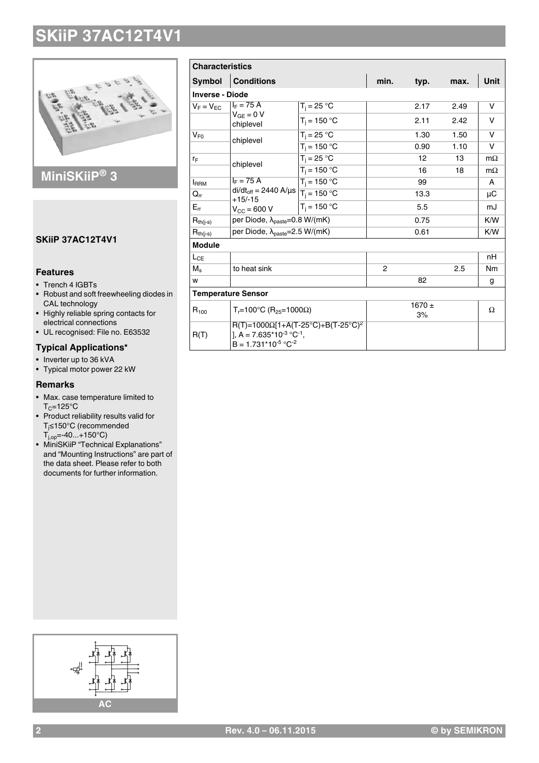# SKiiP 37AC12T4V1

## MiniSKiiP® 3

### SKiiP 37AC12T4V1

### Features

- Trench 4 IGBTs
- Robust and soft freewheeling diodes in CAL technology
- Highly reliable spring contacts for electrical connections
- UL recognised: File no. E63532

### Typical Applications*

- Inverter up to 36 kVA
- Typical motor power 22 kW

### Remarks

- Max. case temperature limited to $T_C$=125°C
- Product reliability results valid for $T_j$≤150°C (recommended $T_{j,op}$=-40...+150°C)
- MiniSKiiP "Technical Explanations" and "Mounting Instructions" are part of the data sheet. Please refer to both documents for further information.

AC

| Characteristics | | | | | | |
|---|---|---|---|---|---|---|
| **Symbol** | **Conditions** | | **min.** | **typ.** | **max.** | **Unit** |
| **Inverse - Diode** | | | | | | |
| $V_F = V_{EC}$ | $I_F$ = 75 A, $V_{GE}$ = 0 V, chiplevel | $T_j$ = 25 °C | | 2.17 | 2.49 | V |
| | | $T_j$ = 150 °C | | 2.11 | 2.42 | V |
| $V_{F0}$ | chiplevel | $T_j$ = 25 °C | | 1.30 | 1.50 | V |
| | | $T_j$ = 150 °C | | 0.90 | 1.10 | V |
| $r_F$ | chiplevel | $T_j$ = 25 °C | | 12 | 13 | mΩ |
| | | $T_j$ = 150 °C | | 16 | 18 | mΩ |
| $I_{RRM}$ | $I_F$ = 75 A, $di/dt_{off}$ = 2440 A/µs, +15/-15, $V_{CC}$ = 600 V | $T_j$ = 150 °C | | 99 | | A |
| $Q_{rr}$ | | $T_j$ = 150 °C | | 13.3 | | µC |
| $E_{rr}$ | | $T_j$ = 150 °C | | 5.5 | | mJ |
| $R_{th(j-s)}$ | per Diode, $\lambda_{paste}$=0.8 W/(mK) | | | 0.75 | | K/W |
| $R_{th(j-s)}$ | per Diode, $\lambda_{paste}$=2.5 W/(mK) | | | 0.61 | | K/W |
| **Module** | | | | | | |
| $L_{CE}$ | | | | | | nH |
| $M_s$ | to heat sink | | 2 | | 2.5 | Nm |
| w | | | | 82 | | g |
| **Temperature Sensor** | | | | | | |
| $R_{100}$ | $T_r$=100°C ($R_{25}$=1000Ω) | | | 1670 ± 3% | | Ω |
| R(T) | R(T)=1000Ω[1+A(T-25°C)+B(T-25°C)$^2$], A = 7.635*10$^{-3}$ °C$^{-1}$, B = 1.731*10$^{-5}$ °C$^{-2}$ | | | | | |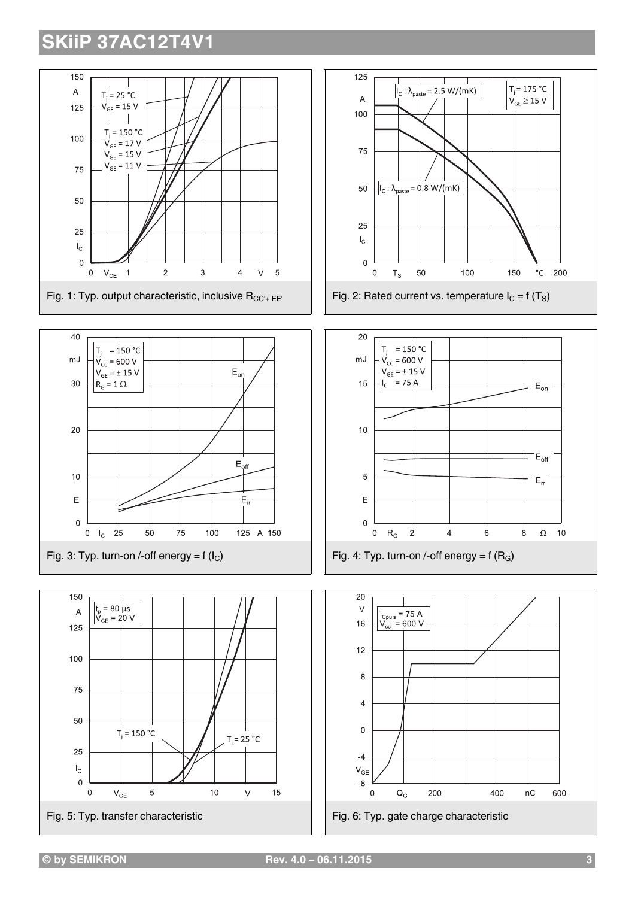Fig. 1: Typ. output characteristic, inclusive $R_{CC'+EE'}$

Fig. 2: Rated current vs. temperature $I_C = f(T_S)$

Fig. 3: Typ. turn-on /-off energy = f ($I_C$)

Fig. 4: Typ. turn-on /-off energy = f ($R_G$)

Fig. 5: Typ. transfer characteristic

Fig. 6: Typ. gate charge characteristic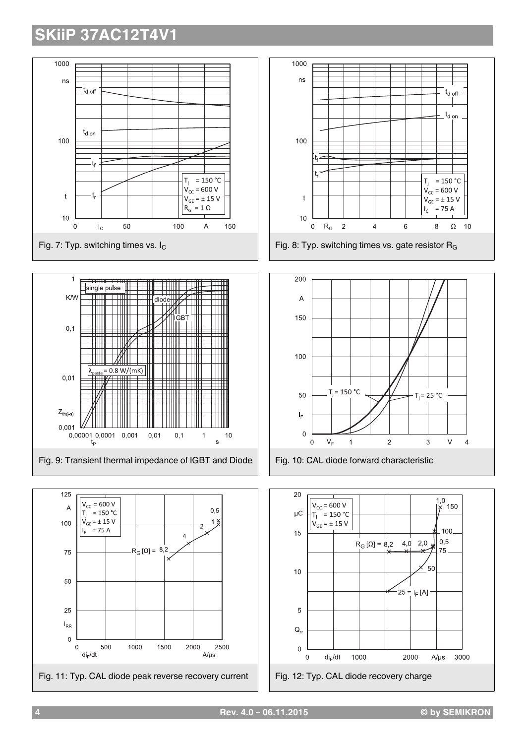# SKiiP 37AC12T4V1

Fig. 7: Typ. switching times vs. $I_C$

Fig. 8: Typ. switching times vs. gate resistor $R_G$

Fig. 9: Transient thermal impedance of IGBT and Diode

Fig. 10: CAL diode forward characteristic

Fig. 11: Typ. CAL diode peak reverse recovery current

Fig. 12: Typ. CAL diode recovery charge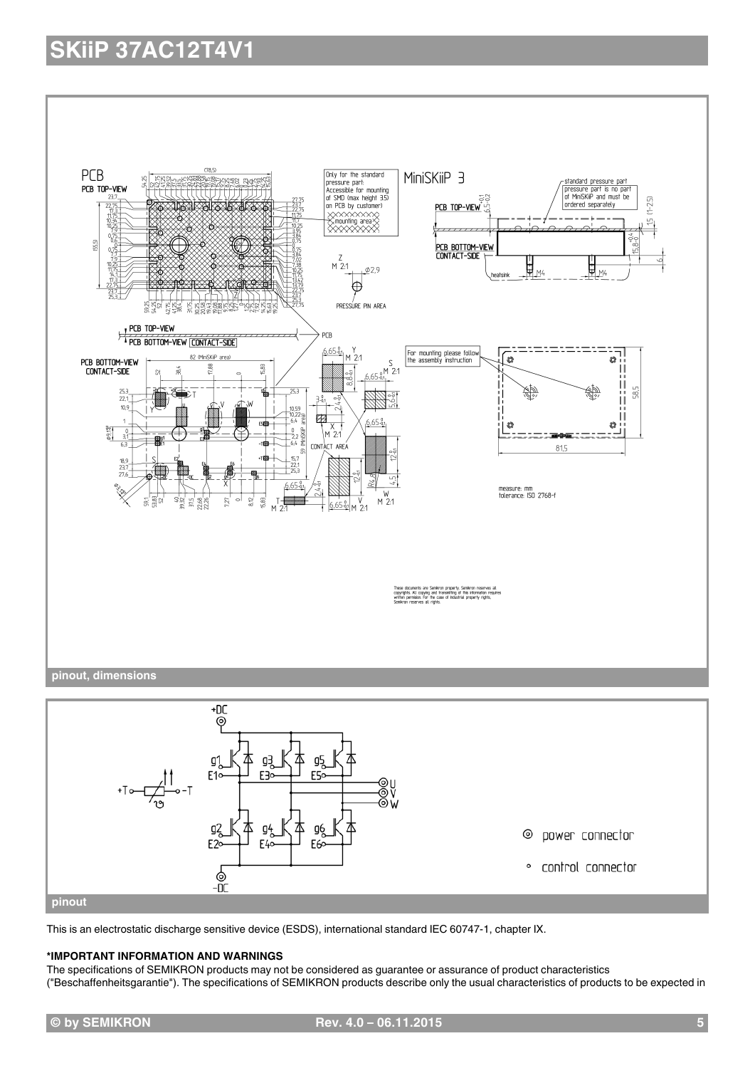# SKiiP 37AC12T4V1

pinout, dimensions

pinout

This is an electrostatic discharge sensitive device (ESDS), international standard IEC 60747-1, chapter IX.

**\*IMPORTANT INFORMATION AND WARNINGS**

The specifications of SEMIKRON products may not be considered as guarantee or assurance of product characteristics ("Beschaffenheitsgarantie"). The specifications of SEMIKRON products describe only the usual characteristics of products to be expected in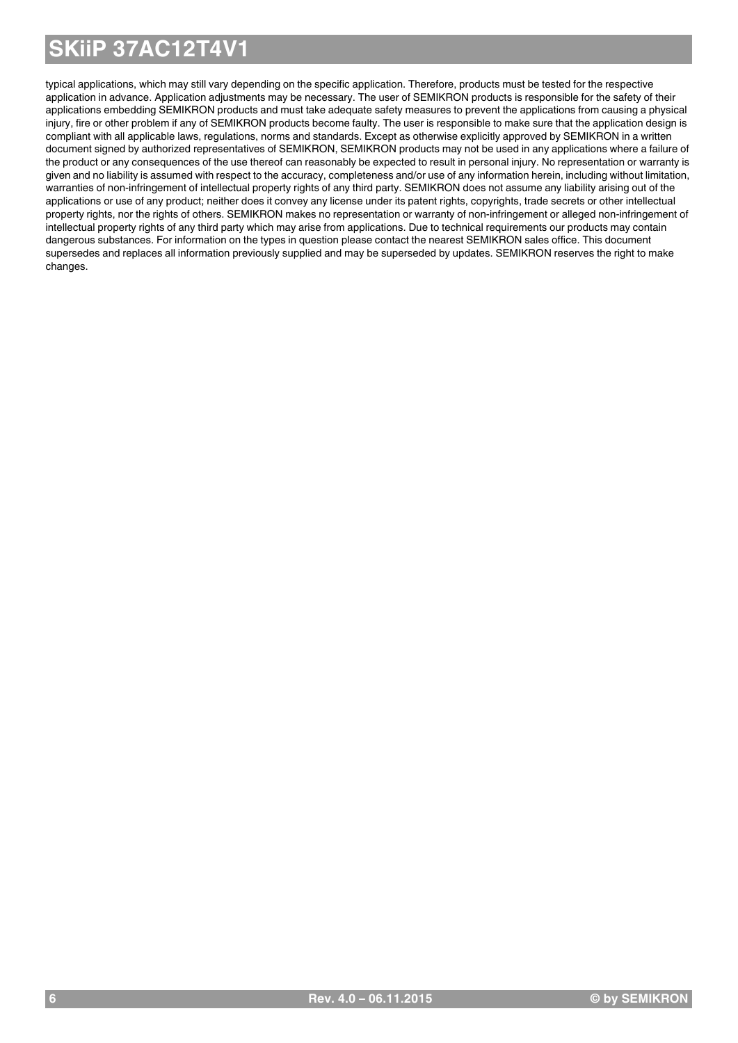typical applications, which may still vary depending on the specific application. Therefore, products must be tested for the respective application in advance. Application adjustments may be necessary. The user of SEMIKRON products is responsible for the safety of their applications embedding SEMIKRON products and must take adequate safety measures to prevent the applications from causing a physical injury, fire or other problem if any of SEMIKRON products become faulty. The user is responsible to make sure that the application design is compliant with all applicable laws, regulations, norms and standards. Except as otherwise explicitly approved by SEMIKRON in a written document signed by authorized representatives of SEMIKRON, SEMIKRON products may not be used in any applications where a failure of the product or any consequences of the use thereof can reasonably be expected to result in personal injury. No representation or warranty is given and no liability is assumed with respect to the accuracy, completeness and/or use of any information herein, including without limitation, warranties of non-infringement of intellectual property rights of any third party. SEMIKRON does not assume any liability arising out of the applications or use of any product; neither does it convey any license under its patent rights, copyrights, trade secrets or other intellectual property rights, nor the rights of others. SEMIKRON makes no representation or warranty of non-infringement or alleged non-infringement of intellectual property rights of any third party which may arise from applications. Due to technical requirements our products may contain dangerous substances. For information on the types in question please contact the nearest SEMIKRON sales office. This document supersedes and replaces all information previously supplied and may be superseded by updates. SEMIKRON reserves the right to make changes.